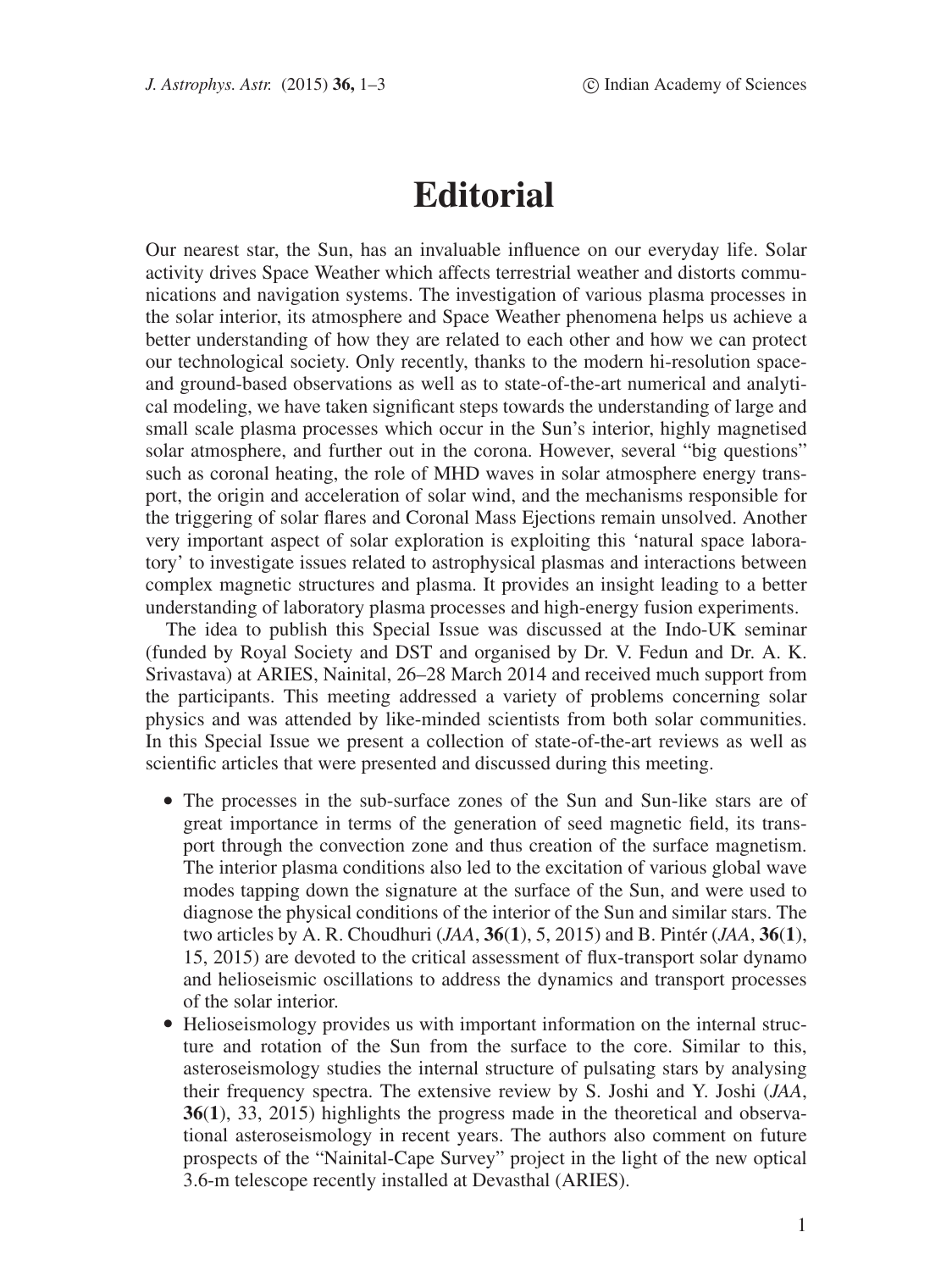# Editorial

Our nearest star, the Sun, has an invaluable influence on our everyday life. Solar activity drives Space Weather which affects terrestrial weather and distorts communications and navigation systems. The investigation of various plasma processes in the solar interior, its atmosphere and Space Weather phenomena helps us achieve a better understanding of how they are related to each other and how we can protect our technological society. Only recently, thanks to the modern hi-resolution space- and ground-based observations as well as to state-of-the-art numerical and analytical modeling, we have taken significant steps towards the understanding of large and small scale plasma processes which occur in the Sun's interior, highly magnetised solar atmosphere, and further out in the corona. However, several "big questions" such as coronal heating, the role of MHD waves in solar atmosphere energy transport, the origin and acceleration of solar wind, and the mechanisms responsible for the triggering of solar flares and Coronal Mass Ejections remain unsolved. Another very important aspect of solar exploration is exploiting this 'natural space laboratory' to investigate issues related to astrophysical plasmas and interactions between complex magnetic structures and plasma. It provides an insight leading to a better understanding of laboratory plasma processes and high-energy fusion experiments.

The idea to publish this Special Issue was discussed at the Indo-UK seminar (funded by Royal Society and DST and organised by Dr. V. Fedun and Dr. A. K. Srivastava) at ARIES, Nainital, 26–28 March 2014 and received much support from the participants. This meeting addressed a variety of problems concerning solar physics and was attended by like-minded scientists from both solar communities. In this Special Issue we present a collection of state-of-the-art reviews as well as scientific articles that were presented and discussed during this meeting.

- The processes in the sub-surface zones of the Sun and Sun-like stars are of great importance in terms of the generation of seed magnetic field, its transport through the convection zone and thus creation of the surface magnetism. The interior plasma conditions also led to the excitation of various global wave modes tapping down the signature at the surface of the Sun, and were used to diagnose the physical conditions of the interior of the Sun and similar stars. The two articles by A. R. Choudhuri (*JAA*, **36**(**1**), 5, 2015) and B. Pintér (*JAA*, **36**(**1**), 15, 2015) are devoted to the critical assessment of flux-transport solar dynamo and helioseismic oscillations to address the dynamics and transport processes of the solar interior.
- Helioseismology provides us with important information on the internal structure and rotation of the Sun from the surface to the core. Similar to this, asteroseismology studies the internal structure of pulsating stars by analysing their frequency spectra. The extensive review by S. Joshi and Y. Joshi (*JAA*, **36**(**1**), 33, 2015) highlights the progress made in the theoretical and observational asteroseismology in recent years. The authors also comment on future prospects of the "Nainital-Cape Survey" project in the light of the new optical 3.6-m telescope recently installed at Devasthal (ARIES).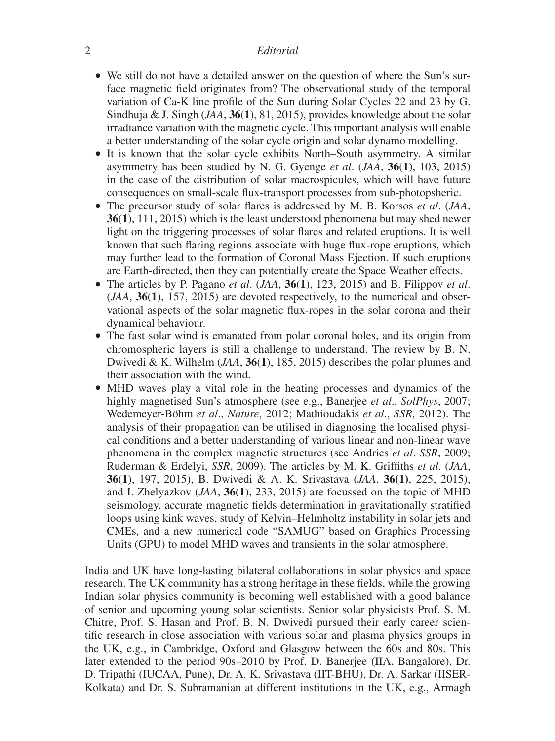- We still do not have a detailed answer on the question of where the Sun's surface magnetic field originates from? The observational study of the temporal variation of Ca-K line profile of the Sun during Solar Cycles 22 and 23 by G. Sindhuja & J. Singh (*JAA*, **36**(**1**), 81, 2015), provides knowledge about the solar irradiance variation with the magnetic cycle. This important analysis will enable a better understanding of the solar cycle origin and solar dynamo modelling.
- It is known that the solar cycle exhibits North–South asymmetry. A similar asymmetry has been studied by N. G. Gyenge *et al*. (*JAA*, **36**(**1**), 103, 2015) in the case of the distribution of solar macrospicules, which will have future consequences on small-scale flux-transport processes from sub-photopsheric.
- The precursor study of solar flares is addressed by M. B. Korsos *et al*. (*JAA*, **36**(**1**), 111, 2015) which is the least understood phenomena but may shed newer light on the triggering processes of solar flares and related eruptions. It is well known that such flaring regions associate with huge flux-rope eruptions, which may further lead to the formation of Coronal Mass Ejection. If such eruptions are Earth-directed, then they can potentially create the Space Weather effects.
- The articles by P. Pagano *et al*. (*JAA*, **36**(**1**), 123, 2015) and B. Filippov *et al*. (*JAA*, **36**(**1**), 157, 2015) are devoted respectively, to the numerical and observational aspects of the solar magnetic flux-ropes in the solar corona and their dynamical behaviour.
- The fast solar wind is emanated from polar coronal holes, and its origin from chromospheric layers is still a challenge to understand. The review by B. N. Dwivedi & K. Wilhelm (*JAA*, **36**(**1**), 185, 2015) describes the polar plumes and their association with the wind.
- MHD waves play a vital role in the heating processes and dynamics of the highly magnetised Sun's atmosphere (see e.g., Banerjee *et al*., *SolPhys*, 2007; Wedemeyer-Böhm *et al*., *Nature*, 2012; Mathioudakis *et al*., *SSR*, 2012). The analysis of their propagation can be utilised in diagnosing the localised physical conditions and a better understanding of various linear and non-linear wave phenomena in the complex magnetic structures (see Andries *et al*. *SSR*, 2009; Ruderman & Erdelyi, *SSR*, 2009). The articles by M. K. Griffiths *et al*. (*JAA*, **36**(**1**), 197, 2015), B. Dwivedi & A. K. Srivastava (*JAA*, **36(1)**, 225, 2015), and I. Zhelyazkov (*JAA*, **36**(**1**), 233, 2015) are focussed on the topic of MHD seismology, accurate magnetic fields determination in gravitationally stratified loops using kink waves, study of Kelvin–Helmholtz instability in solar jets and CMEs, and a new numerical code "SAMUG" based on Graphics Processing Units (GPU) to model MHD waves and transients in the solar atmosphere.

India and UK have long-lasting bilateral collaborations in solar physics and space research. The UK community has a strong heritage in these fields, while the growing Indian solar physics community is becoming well established with a good balance of senior and upcoming young solar scientists. Senior solar physicists Prof. S. M. Chitre, Prof. S. Hasan and Prof. B. N. Dwivedi pursued their early career scientific research in close association with various solar and plasma physics groups in the UK, e.g., in Cambridge, Oxford and Glasgow between the 60s and 80s. This later extended to the period 90s–2010 by Prof. D. Banerjee (IIA, Bangalore), Dr. D. Tripathi (IUCAA, Pune), Dr. A. K. Srivastava (IIT-BHU), Dr. A. Sarkar (IISER-Kolkata) and Dr. S. Subramanian at different institutions in the UK, e.g., Armagh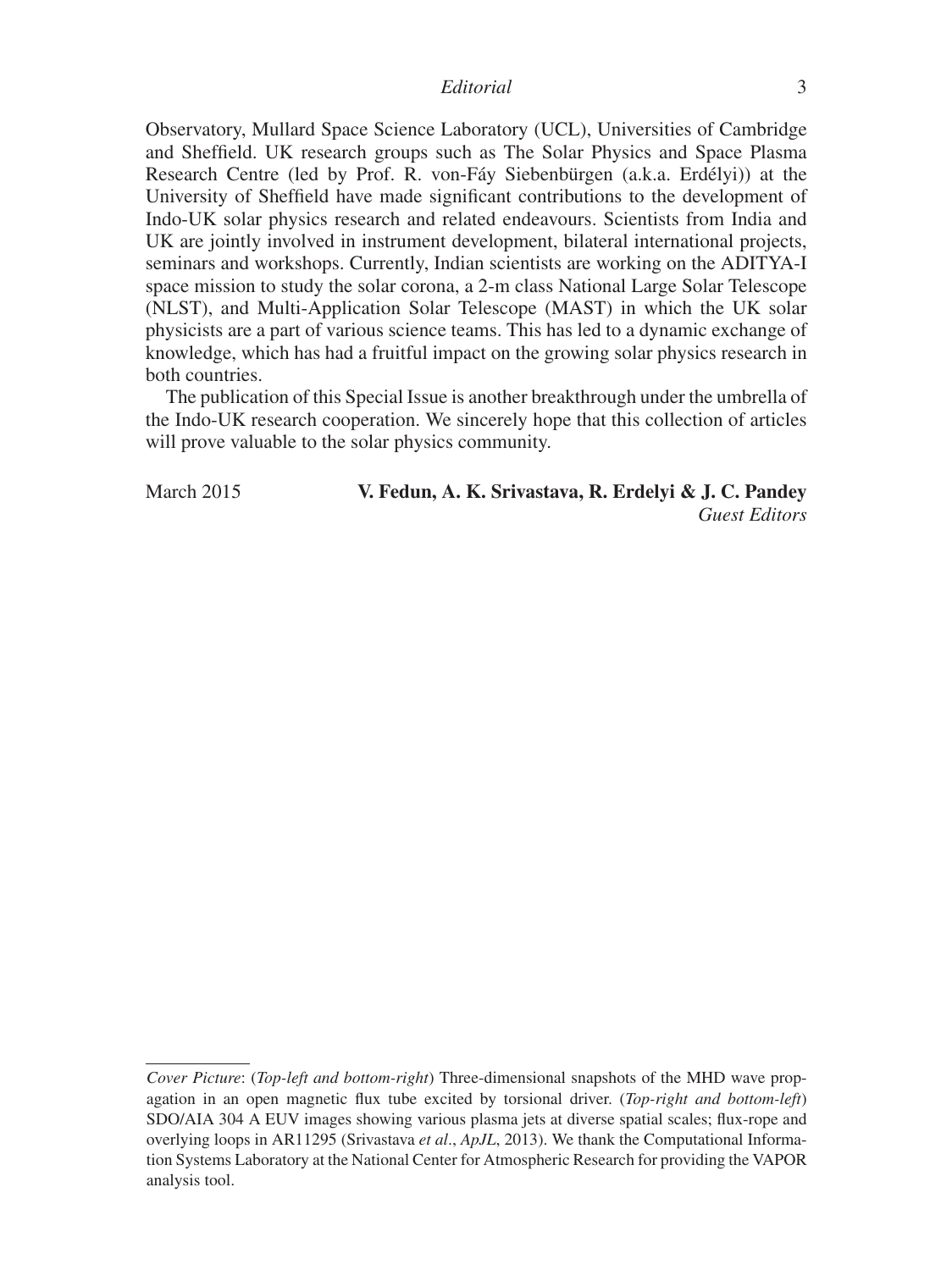Observatory, Mullard Space Science Laboratory (UCL), Universities of Cambridge and Sheffield. UK research groups such as The Solar Physics and Space Plasma Research Centre (led by Prof. R. von-Fáy Siebenbürgen (a.k.a. Erdélyi)) at the University of Sheffield have made significant contributions to the development of Indo-UK solar physics research and related endeavours. Scientists from India and UK are jointly involved in instrument development, bilateral international projects, seminars and workshops. Currently, Indian scientists are working on the ADITYA-I space mission to study the solar corona, a 2-m class National Large Solar Telescope (NLST), and Multi-Application Solar Telescope (MAST) in which the UK solar physicists are a part of various science teams. This has led to a dynamic exchange of knowledge, which has had a fruitful impact on the growing solar physics research in both countries.

The publication of this Special Issue is another breakthrough under the umbrella of the Indo-UK research cooperation. We sincerely hope that this collection of articles will prove valuable to the solar physics community.

March 2015 **V. Fedun, A. K. Srivastava, R. Erdelyi & J. C. Pandey**
*Guest Editors*

---

*Cover Picture*: (*Top-left and bottom-right*) Three-dimensional snapshots of the MHD wave propagation in an open magnetic flux tube excited by torsional driver. (*Top-right and bottom-left*) SDO/AIA 304 A EUV images showing various plasma jets at diverse spatial scales; flux-rope and overlying loops in AR11295 (Srivastava *et al*., *ApJL*, 2013). We thank the Computational Information Systems Laboratory at the National Center for Atmospheric Research for providing the VAPOR analysis tool.